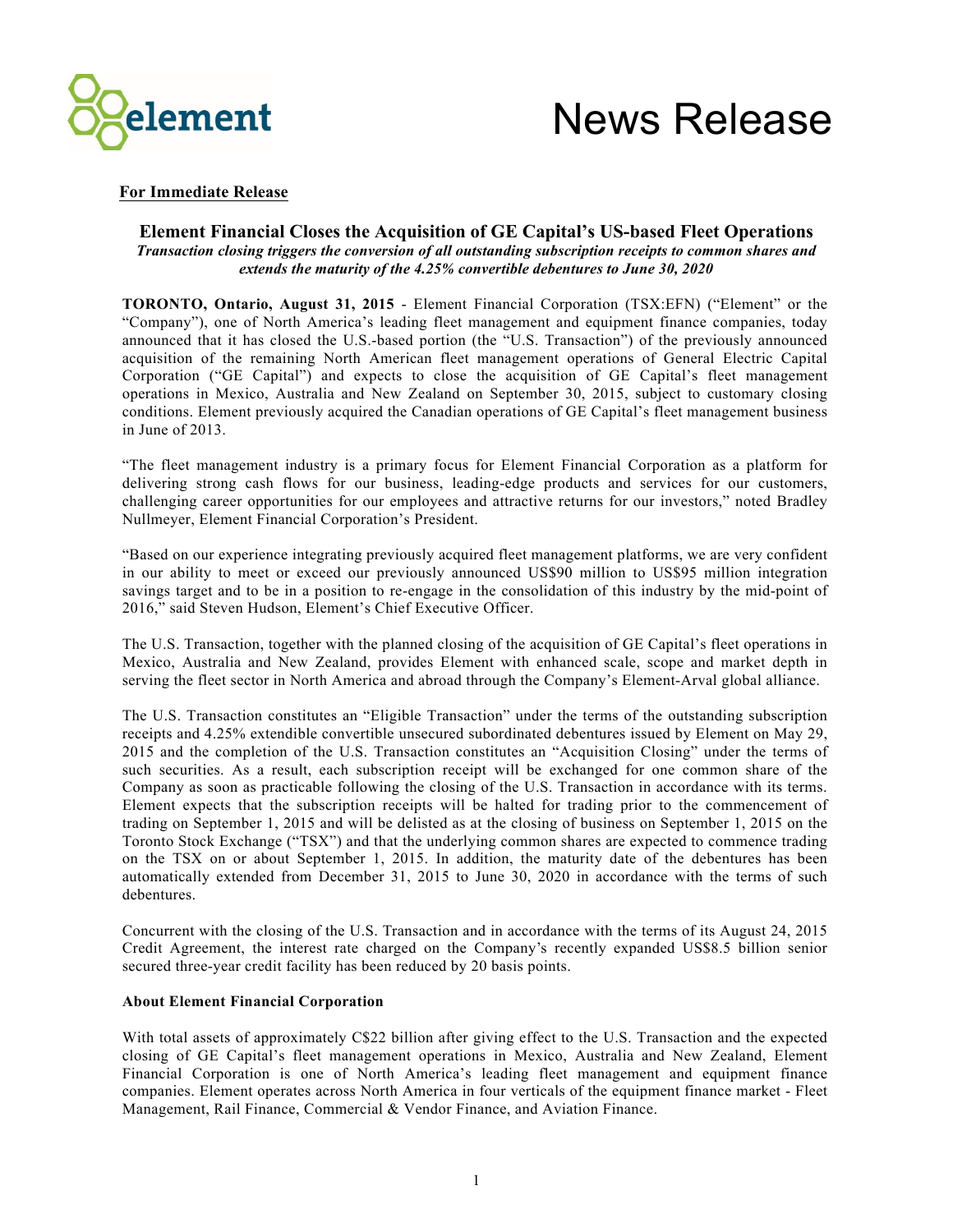element

# News Release

**For Immediate Release**

## Element Financial Closes the Acquisition of GE Capital's US-based Fleet Operations

***Transaction closing triggers the conversion of all outstanding subscription receipts to common shares and extends the maturity of the 4.25% convertible debentures to June 30, 2020***

**TORONTO, Ontario, August 31, 2015** - Element Financial Corporation (TSX:EFN) ("Element" or the "Company"), one of North America's leading fleet management and equipment finance companies, today announced that it has closed the U.S.-based portion (the "U.S. Transaction") of the previously announced acquisition of the remaining North American fleet management operations of General Electric Capital Corporation ("GE Capital") and expects to close the acquisition of GE Capital's fleet management operations in Mexico, Australia and New Zealand on September 30, 2015, subject to customary closing conditions. Element previously acquired the Canadian operations of GE Capital's fleet management business in June of 2013.

"The fleet management industry is a primary focus for Element Financial Corporation as a platform for delivering strong cash flows for our business, leading-edge products and services for our customers, challenging career opportunities for our employees and attractive returns for our investors," noted Bradley Nullmeyer, Element Financial Corporation's President.

"Based on our experience integrating previously acquired fleet management platforms, we are very confident in our ability to meet or exceed our previously announced US$90 million to US$95 million integration savings target and to be in a position to re-engage in the consolidation of this industry by the mid-point of 2016," said Steven Hudson, Element's Chief Executive Officer.

The U.S. Transaction, together with the planned closing of the acquisition of GE Capital's fleet operations in Mexico, Australia and New Zealand, provides Element with enhanced scale, scope and market depth in serving the fleet sector in North America and abroad through the Company's Element-Arval global alliance.

The U.S. Transaction constitutes an "Eligible Transaction" under the terms of the outstanding subscription receipts and 4.25% extendible convertible unsecured subordinated debentures issued by Element on May 29, 2015 and the completion of the U.S. Transaction constitutes an "Acquisition Closing" under the terms of such securities. As a result, each subscription receipt will be exchanged for one common share of the Company as soon as practicable following the closing of the U.S. Transaction in accordance with its terms. Element expects that the subscription receipts will be halted for trading prior to the commencement of trading on September 1, 2015 and will be delisted as at the closing of business on September 1, 2015 on the Toronto Stock Exchange ("TSX") and that the underlying common shares are expected to commence trading on the TSX on or about September 1, 2015. In addition, the maturity date of the debentures has been automatically extended from December 31, 2015 to June 30, 2020 in accordance with the terms of such debentures.

Concurrent with the closing of the U.S. Transaction and in accordance with the terms of its August 24, 2015 Credit Agreement, the interest rate charged on the Company's recently expanded US$8.5 billion senior secured three-year credit facility has been reduced by 20 basis points.

**About Element Financial Corporation**

With total assets of approximately C$22 billion after giving effect to the U.S. Transaction and the expected closing of GE Capital's fleet management operations in Mexico, Australia and New Zealand, Element Financial Corporation is one of North America's leading fleet management and equipment finance companies. Element operates across North America in four verticals of the equipment finance market - Fleet Management, Rail Finance, Commercial & Vendor Finance, and Aviation Finance.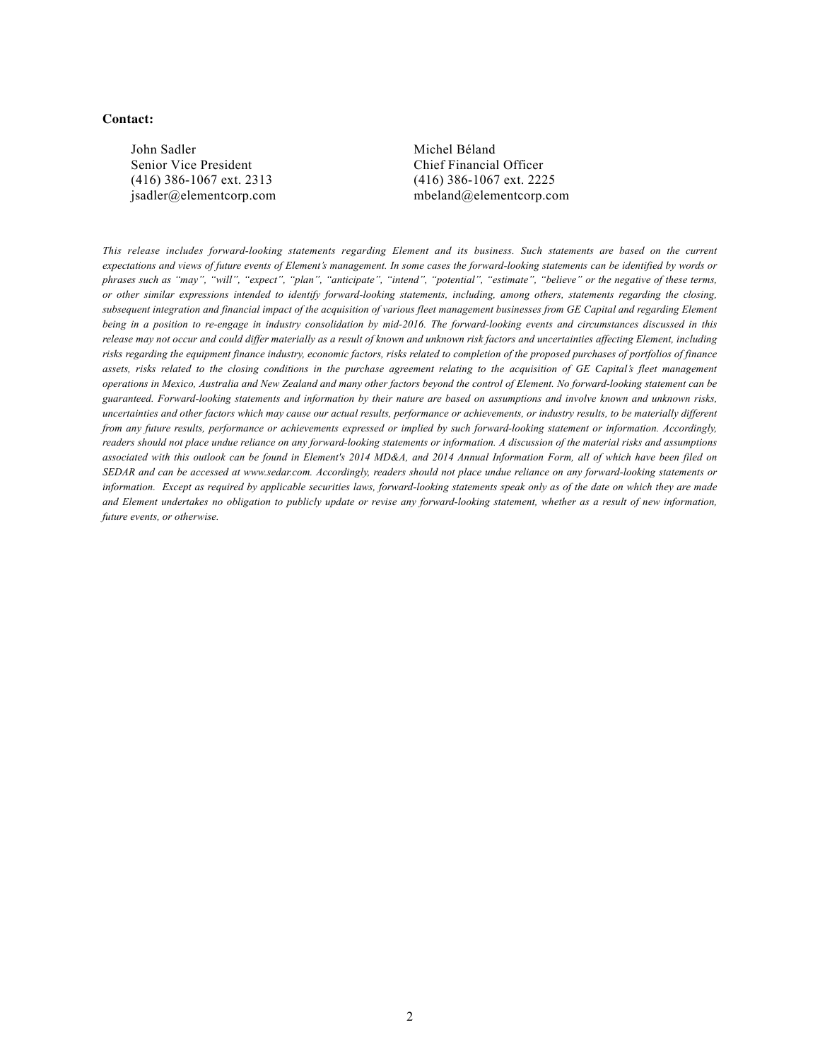**Contact:**

John Sadler
Senior Vice President
(416) 386-1067 ext. 2313
jsadler@elementcorp.com

Michel Béland
Chief Financial Officer
(416) 386-1067 ext. 2225
mbeland@elementcorp.com

*This release includes forward-looking statements regarding Element and its business. Such statements are based on the current expectations and views of future events of Element's management. In some cases the forward-looking statements can be identified by words or phrases such as "may", "will", "expect", "plan", "anticipate", "intend", "potential", "estimate", "believe" or the negative of these terms, or other similar expressions intended to identify forward-looking statements, including, among others, statements regarding the closing, subsequent integration and financial impact of the acquisition of various fleet management businesses from GE Capital and regarding Element being in a position to re-engage in industry consolidation by mid-2016. The forward-looking events and circumstances discussed in this release may not occur and could differ materially as a result of known and unknown risk factors and uncertainties affecting Element, including risks regarding the equipment finance industry, economic factors, risks related to completion of the proposed purchases of portfolios of finance assets, risks related to the closing conditions in the purchase agreement relating to the acquisition of GE Capital's fleet management operations in Mexico, Australia and New Zealand and many other factors beyond the control of Element. No forward-looking statement can be guaranteed. Forward-looking statements and information by their nature are based on assumptions and involve known and unknown risks, uncertainties and other factors which may cause our actual results, performance or achievements, or industry results, to be materially different from any future results, performance or achievements expressed or implied by such forward-looking statement or information. Accordingly, readers should not place undue reliance on any forward-looking statements or information. A discussion of the material risks and assumptions associated with this outlook can be found in Element's 2014 MD&A, and 2014 Annual Information Form, all of which have been filed on SEDAR and can be accessed at www.sedar.com. Accordingly, readers should not place undue reliance on any forward-looking statements or information. Except as required by applicable securities laws, forward-looking statements speak only as of the date on which they are made and Element undertakes no obligation to publicly update or revise any forward-looking statement, whether as a result of new information, future events, or otherwise.*